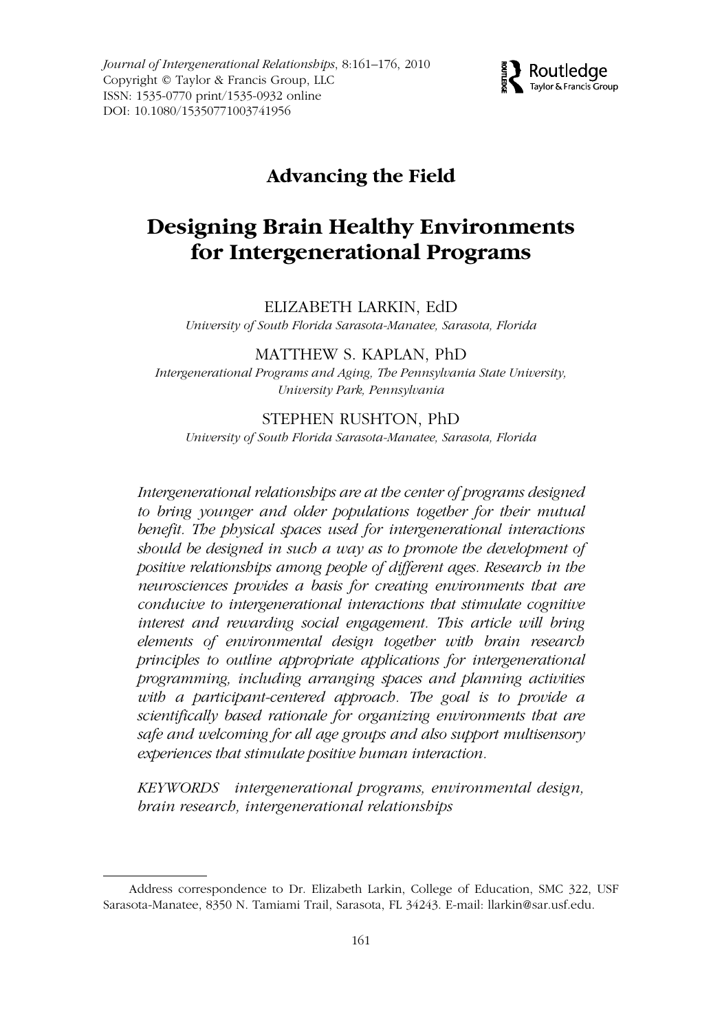## Advancing the Field

# Designing Brain Healthy Environments for Intergenerational Programs

ELIZABETH LARKIN, EdD

*University of South Florida Sarasota-Manatee, Sarasota, Florida*

MATTHEW S. KAPLAN, PhD

*Intergenerational Programs and Aging, The Pennsylvania State University, University Park, Pennsylvania*

STEPHEN RUSHTON, PhD

*University of South Florida Sarasota-Manatee, Sarasota, Florida*

*Intergenerational relationships are at the center of programs designed to bring younger and older populations together for their mutual benefit. The physical spaces used for intergenerational interactions should be designed in such a way as to promote the development of positive relationships among people of different ages. Research in the neurosciences provides a basis for creating environments that are conducive to intergenerational interactions that stimulate cognitive interest and rewarding social engagement. This article will bring elements of environmental design together with brain research principles to outline appropriate applications for intergenerational programming, including arranging spaces and planning activities with a participant-centered approach. The goal is to provide a scientifically based rationale for organizing environments that are safe and welcoming for all age groups and also support multisensory experiences that stimulate positive human interaction.*

*KEYWORDS* *intergenerational programs, environmental design, brain research, intergenerational relationships*

---

Address correspondence to Dr. Elizabeth Larkin, College of Education, SMC 322, USF Sarasota-Manatee, 8350 N. Tamiami Trail, Sarasota, FL 34243. E-mail: llarkin@sar.usf.edu.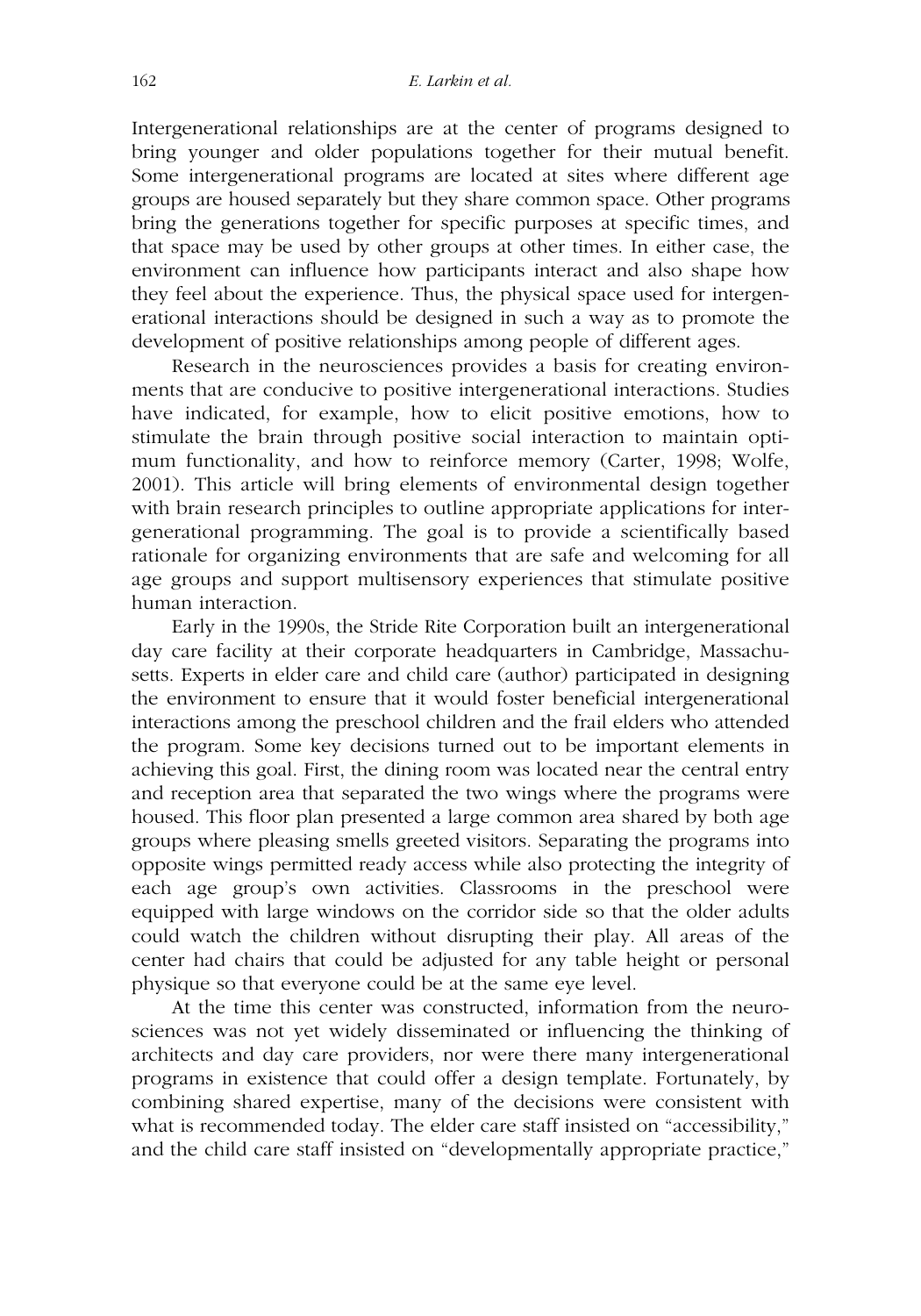Intergenerational relationships are at the center of programs designed to bring younger and older populations together for their mutual benefit. Some intergenerational programs are located at sites where different age groups are housed separately but they share common space. Other programs bring the generations together for specific purposes at specific times, and that space may be used by other groups at other times. In either case, the environment can influence how participants interact and also shape how they feel about the experience. Thus, the physical space used for intergenerational interactions should be designed in such a way as to promote the development of positive relationships among people of different ages.

Research in the neurosciences provides a basis for creating environments that are conducive to positive intergenerational interactions. Studies have indicated, for example, how to elicit positive emotions, how to stimulate the brain through positive social interaction to maintain optimum functionality, and how to reinforce memory (Carter, 1998; Wolfe, 2001). This article will bring elements of environmental design together with brain research principles to outline appropriate applications for intergenerational programming. The goal is to provide a scientifically based rationale for organizing environments that are safe and welcoming for all age groups and support multisensory experiences that stimulate positive human interaction.

Early in the 1990s, the Stride Rite Corporation built an intergenerational day care facility at their corporate headquarters in Cambridge, Massachusetts. Experts in elder care and child care (author) participated in designing the environment to ensure that it would foster beneficial intergenerational interactions among the preschool children and the frail elders who attended the program. Some key decisions turned out to be important elements in achieving this goal. First, the dining room was located near the central entry and reception area that separated the two wings where the programs were housed. This floor plan presented a large common area shared by both age groups where pleasing smells greeted visitors. Separating the programs into opposite wings permitted ready access while also protecting the integrity of each age group's own activities. Classrooms in the preschool were equipped with large windows on the corridor side so that the older adults could watch the children without disrupting their play. All areas of the center had chairs that could be adjusted for any table height or personal physique so that everyone could be at the same eye level.

At the time this center was constructed, information from the neurosciences was not yet widely disseminated or influencing the thinking of architects and day care providers, nor were there many intergenerational programs in existence that could offer a design template. Fortunately, by combining shared expertise, many of the decisions were consistent with what is recommended today. The elder care staff insisted on "accessibility," and the child care staff insisted on "developmentally appropriate practice,"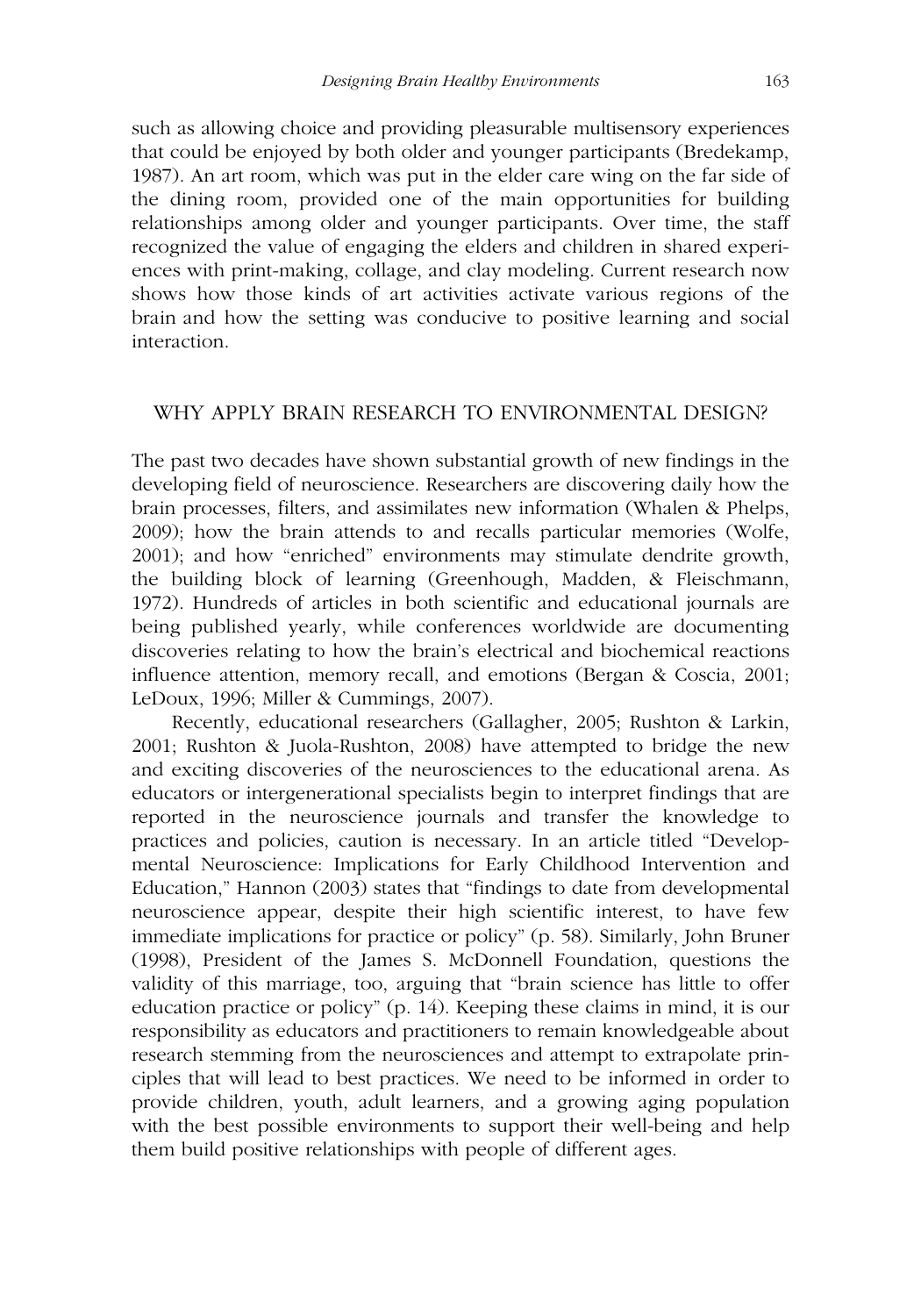such as allowing choice and providing pleasurable multisensory experiences that could be enjoyed by both older and younger participants (Bredekamp, 1987). An art room, which was put in the elder care wing on the far side of the dining room, provided one of the main opportunities for building relationships among older and younger participants. Over time, the staff recognized the value of engaging the elders and children in shared experiences with print-making, collage, and clay modeling. Current research now shows how those kinds of art activities activate various regions of the brain and how the setting was conducive to positive learning and social interaction.

## WHY APPLY BRAIN RESEARCH TO ENVIRONMENTAL DESIGN?

The past two decades have shown substantial growth of new findings in the developing field of neuroscience. Researchers are discovering daily how the brain processes, filters, and assimilates new information (Whalen & Phelps, 2009); how the brain attends to and recalls particular memories (Wolfe, 2001); and how "enriched" environments may stimulate dendrite growth, the building block of learning (Greenhough, Madden, & Fleischmann, 1972). Hundreds of articles in both scientific and educational journals are being published yearly, while conferences worldwide are documenting discoveries relating to how the brain's electrical and biochemical reactions influence attention, memory recall, and emotions (Bergan & Coscia, 2001; LeDoux, 1996; Miller & Cummings, 2007).

Recently, educational researchers (Gallagher, 2005; Rushton & Larkin, 2001; Rushton & Juola-Rushton, 2008) have attempted to bridge the new and exciting discoveries of the neurosciences to the educational arena. As educators or intergenerational specialists begin to interpret findings that are reported in the neuroscience journals and transfer the knowledge to practices and policies, caution is necessary. In an article titled "Developmental Neuroscience: Implications for Early Childhood Intervention and Education," Hannon (2003) states that "findings to date from developmental neuroscience appear, despite their high scientific interest, to have few immediate implications for practice or policy" (p. 58). Similarly, John Bruner (1998), President of the James S. McDonnell Foundation, questions the validity of this marriage, too, arguing that "brain science has little to offer education practice or policy" (p. 14). Keeping these claims in mind, it is our responsibility as educators and practitioners to remain knowledgeable about research stemming from the neurosciences and attempt to extrapolate principles that will lead to best practices. We need to be informed in order to provide children, youth, adult learners, and a growing aging population with the best possible environments to support their well-being and help them build positive relationships with people of different ages.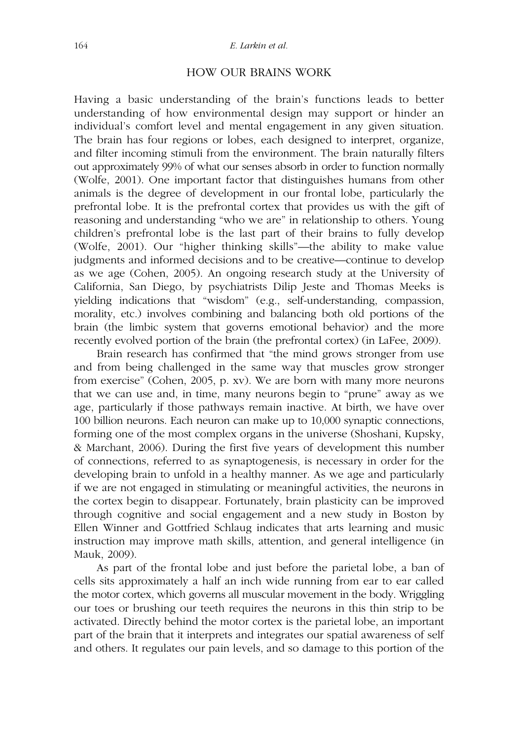## HOW OUR BRAINS WORK

Having a basic understanding of the brain's functions leads to better understanding of how environmental design may support or hinder an individual's comfort level and mental engagement in any given situation. The brain has four regions or lobes, each designed to interpret, organize, and filter incoming stimuli from the environment. The brain naturally filters out approximately 99% of what our senses absorb in order to function normally (Wolfe, 2001). One important factor that distinguishes humans from other animals is the degree of development in our frontal lobe, particularly the prefrontal lobe. It is the prefrontal cortex that provides us with the gift of reasoning and understanding "who we are" in relationship to others. Young children's prefrontal lobe is the last part of their brains to fully develop (Wolfe, 2001). Our "higher thinking skills"—the ability to make value judgments and informed decisions and to be creative—continue to develop as we age (Cohen, 2005). An ongoing research study at the University of California, San Diego, by psychiatrists Dilip Jeste and Thomas Meeks is yielding indications that "wisdom" (e.g., self-understanding, compassion, morality, etc.) involves combining and balancing both old portions of the brain (the limbic system that governs emotional behavior) and the more recently evolved portion of the brain (the prefrontal cortex) (in LaFee, 2009).

Brain research has confirmed that "the mind grows stronger from use and from being challenged in the same way that muscles grow stronger from exercise" (Cohen, 2005, p. xv). We are born with many more neurons that we can use and, in time, many neurons begin to "prune" away as we age, particularly if those pathways remain inactive. At birth, we have over 100 billion neurons. Each neuron can make up to 10,000 synaptic connections, forming one of the most complex organs in the universe (Shoshani, Kupsky, & Marchant, 2006). During the first five years of development this number of connections, referred to as synaptogenesis, is necessary in order for the developing brain to unfold in a healthy manner. As we age and particularly if we are not engaged in stimulating or meaningful activities, the neurons in the cortex begin to disappear. Fortunately, brain plasticity can be improved through cognitive and social engagement and a new study in Boston by Ellen Winner and Gottfried Schlaug indicates that arts learning and music instruction may improve math skills, attention, and general intelligence (in Mauk, 2009).

As part of the frontal lobe and just before the parietal lobe, a ban of cells sits approximately a half an inch wide running from ear to ear called the motor cortex, which governs all muscular movement in the body. Wriggling our toes or brushing our teeth requires the neurons in this thin strip to be activated. Directly behind the motor cortex is the parietal lobe, an important part of the brain that it interprets and integrates our spatial awareness of self and others. It regulates our pain levels, and so damage to this portion of the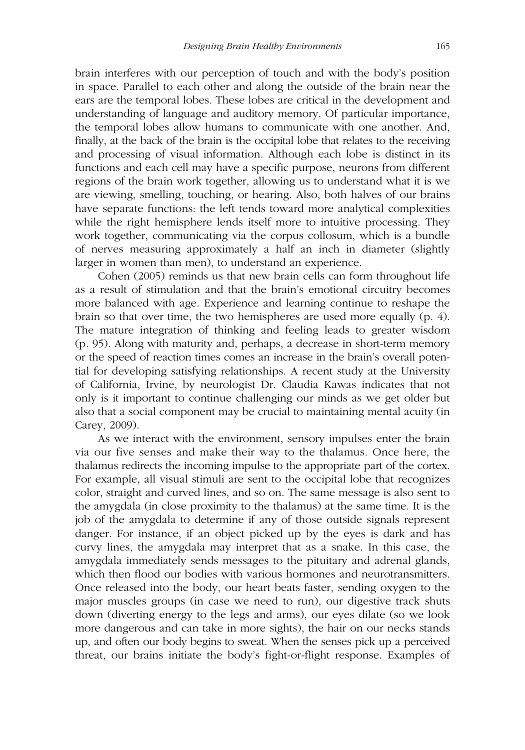brain interferes with our perception of touch and with the body's position in space. Parallel to each other and along the outside of the brain near the ears are the temporal lobes. These lobes are critical in the development and understanding of language and auditory memory. Of particular importance, the temporal lobes allow humans to communicate with one another. And, finally, at the back of the brain is the occipital lobe that relates to the receiving and processing of visual information. Although each lobe is distinct in its functions and each cell may have a specific purpose, neurons from different regions of the brain work together, allowing us to understand what it is we are viewing, smelling, touching, or hearing. Also, both halves of our brains have separate functions: the left tends toward more analytical complexities while the right hemisphere lends itself more to intuitive processing. They work together, communicating via the corpus collosum, which is a bundle of nerves measuring approximately a half an inch in diameter (slightly larger in women than men), to understand an experience.

Cohen (2005) reminds us that new brain cells can form throughout life as a result of stimulation and that the brain's emotional circuitry becomes more balanced with age. Experience and learning continue to reshape the brain so that over time, the two hemispheres are used more equally (p. 4). The mature integration of thinking and feeling leads to greater wisdom (p. 95). Along with maturity and, perhaps, a decrease in short-term memory or the speed of reaction times comes an increase in the brain's overall potential for developing satisfying relationships. A recent study at the University of California, Irvine, by neurologist Dr. Claudia Kawas indicates that not only is it important to continue challenging our minds as we get older but also that a social component may be crucial to maintaining mental acuity (in Carey, 2009).

As we interact with the environment, sensory impulses enter the brain via our five senses and make their way to the thalamus. Once here, the thalamus redirects the incoming impulse to the appropriate part of the cortex. For example, all visual stimuli are sent to the occipital lobe that recognizes color, straight and curved lines, and so on. The same message is also sent to the amygdala (in close proximity to the thalamus) at the same time. It is the job of the amygdala to determine if any of those outside signals represent danger. For instance, if an object picked up by the eyes is dark and has curvy lines, the amygdala may interpret that as a snake. In this case, the amygdala immediately sends messages to the pituitary and adrenal glands, which then flood our bodies with various hormones and neurotransmitters. Once released into the body, our heart beats faster, sending oxygen to the major muscles groups (in case we need to run), our digestive track shuts down (diverting energy to the legs and arms), our eyes dilate (so we look more dangerous and can take in more sights), the hair on our necks stands up, and often our body begins to sweat. When the senses pick up a perceived threat, our brains initiate the body's fight-or-flight response. Examples of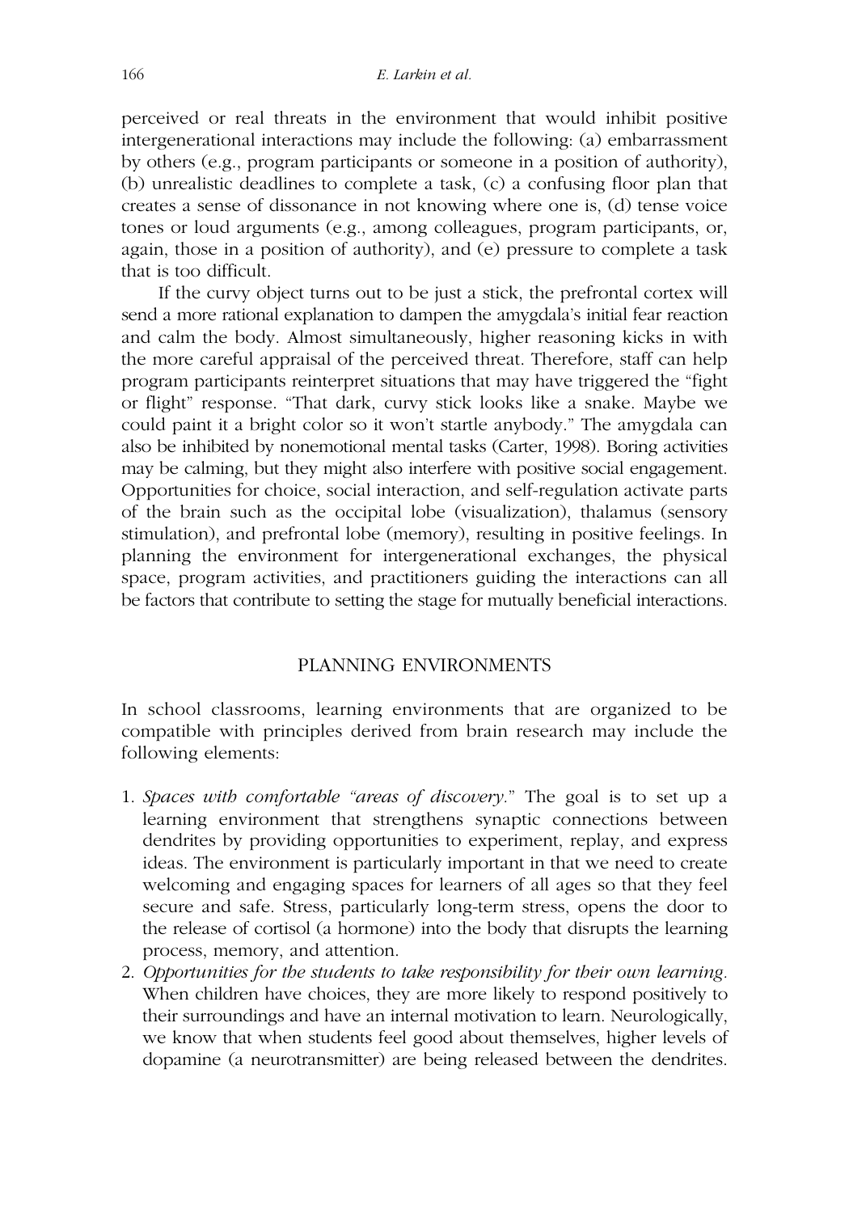perceived or real threats in the environment that would inhibit positive intergenerational interactions may include the following: (a) embarrassment by others (e.g., program participants or someone in a position of authority), (b) unrealistic deadlines to complete a task, (c) a confusing floor plan that creates a sense of dissonance in not knowing where one is, (d) tense voice tones or loud arguments (e.g., among colleagues, program participants, or, again, those in a position of authority), and (e) pressure to complete a task that is too difficult.

If the curvy object turns out to be just a stick, the prefrontal cortex will send a more rational explanation to dampen the amygdala's initial fear reaction and calm the body. Almost simultaneously, higher reasoning kicks in with the more careful appraisal of the perceived threat. Therefore, staff can help program participants reinterpret situations that may have triggered the "fight or flight" response. "That dark, curvy stick looks like a snake. Maybe we could paint it a bright color so it won't startle anybody." The amygdala can also be inhibited by nonemotional mental tasks (Carter, 1998). Boring activities may be calming, but they might also interfere with positive social engagement. Opportunities for choice, social interaction, and self-regulation activate parts of the brain such as the occipital lobe (visualization), thalamus (sensory stimulation), and prefrontal lobe (memory), resulting in positive feelings. In planning the environment for intergenerational exchanges, the physical space, program activities, and practitioners guiding the interactions can all be factors that contribute to setting the stage for mutually beneficial interactions.

## PLANNING ENVIRONMENTS

In school classrooms, learning environments that are organized to be compatible with principles derived from brain research may include the following elements:

1. *Spaces with comfortable "areas of discovery."* The goal is to set up a learning environment that strengthens synaptic connections between dendrites by providing opportunities to experiment, replay, and express ideas. The environment is particularly important in that we need to create welcoming and engaging spaces for learners of all ages so that they feel secure and safe. Stress, particularly long-term stress, opens the door to the release of cortisol (a hormone) into the body that disrupts the learning process, memory, and attention.
2. *Opportunities for the students to take responsibility for their own learning.* When children have choices, they are more likely to respond positively to their surroundings and have an internal motivation to learn. Neurologically, we know that when students feel good about themselves, higher levels of dopamine (a neurotransmitter) are being released between the dendrites.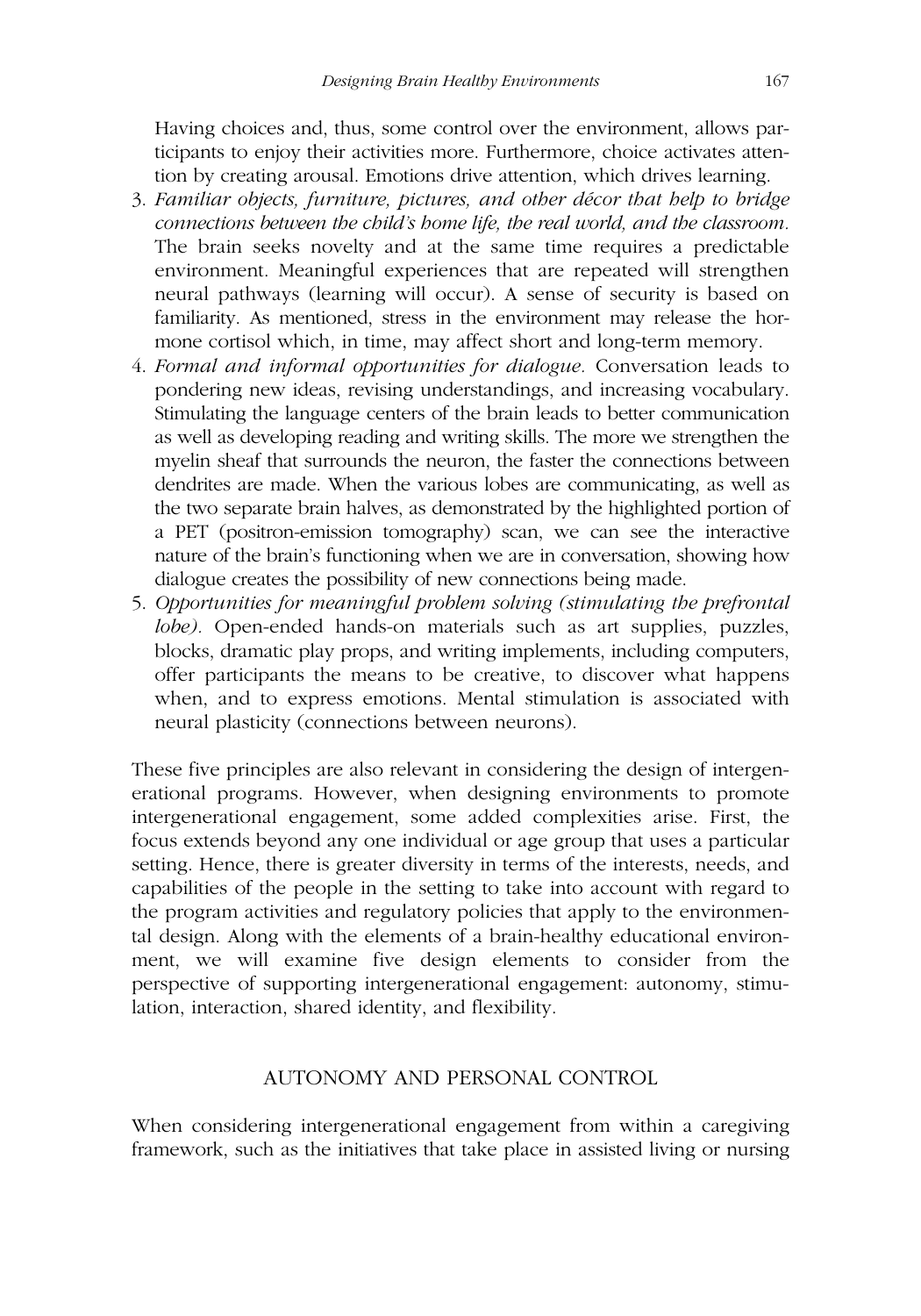Having choices and, thus, some control over the environment, allows participants to enjoy their activities more. Furthermore, choice activates attention by creating arousal. Emotions drive attention, which drives learning.

3. *Familiar objects, furniture, pictures, and other décor that help to bridge connections between the child's home life, the real world, and the classroom.* The brain seeks novelty and at the same time requires a predictable environment. Meaningful experiences that are repeated will strengthen neural pathways (learning will occur). A sense of security is based on familiarity. As mentioned, stress in the environment may release the hormone cortisol which, in time, may affect short and long-term memory.
4. *Formal and informal opportunities for dialogue.* Conversation leads to pondering new ideas, revising understandings, and increasing vocabulary. Stimulating the language centers of the brain leads to better communication as well as developing reading and writing skills. The more we strengthen the myelin sheaf that surrounds the neuron, the faster the connections between dendrites are made. When the various lobes are communicating, as well as the two separate brain halves, as demonstrated by the highlighted portion of a PET (positron-emission tomography) scan, we can see the interactive nature of the brain's functioning when we are in conversation, showing how dialogue creates the possibility of new connections being made.
5. *Opportunities for meaningful problem solving (stimulating the prefrontal lobe).* Open-ended hands-on materials such as art supplies, puzzles, blocks, dramatic play props, and writing implements, including computers, offer participants the means to be creative, to discover what happens when, and to express emotions. Mental stimulation is associated with neural plasticity (connections between neurons).

These five principles are also relevant in considering the design of intergenerational programs. However, when designing environments to promote intergenerational engagement, some added complexities arise. First, the focus extends beyond any one individual or age group that uses a particular setting. Hence, there is greater diversity in terms of the interests, needs, and capabilities of the people in the setting to take into account with regard to the program activities and regulatory policies that apply to the environmental design. Along with the elements of a brain-healthy educational environment, we will examine five design elements to consider from the perspective of supporting intergenerational engagement: autonomy, stimulation, interaction, shared identity, and flexibility.

## AUTONOMY AND PERSONAL CONTROL

When considering intergenerational engagement from within a caregiving framework, such as the initiatives that take place in assisted living or nursing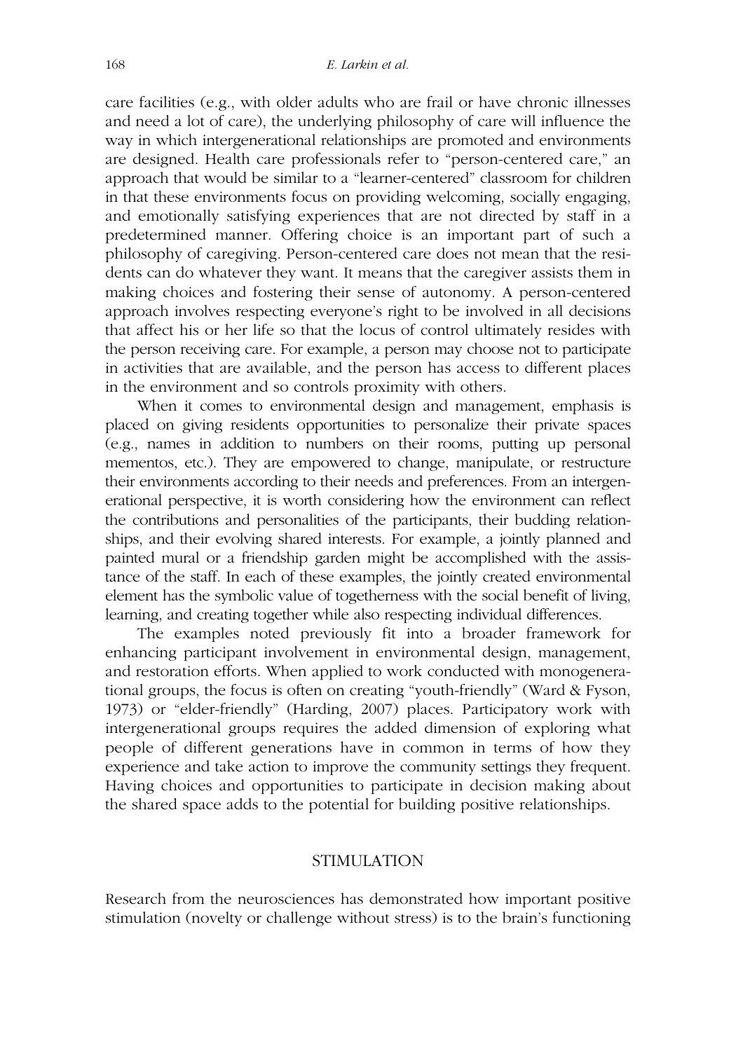care facilities (e.g., with older adults who are frail or have chronic illnesses and need a lot of care), the underlying philosophy of care will influence the way in which intergenerational relationships are promoted and environments are designed. Health care professionals refer to "person-centered care," an approach that would be similar to a "learner-centered" classroom for children in that these environments focus on providing welcoming, socially engaging, and emotionally satisfying experiences that are not directed by staff in a predetermined manner. Offering choice is an important part of such a philosophy of caregiving. Person-centered care does not mean that the residents can do whatever they want. It means that the caregiver assists them in making choices and fostering their sense of autonomy. A person-centered approach involves respecting everyone's right to be involved in all decisions that affect his or her life so that the locus of control ultimately resides with the person receiving care. For example, a person may choose not to participate in activities that are available, and the person has access to different places in the environment and so controls proximity with others.

When it comes to environmental design and management, emphasis is placed on giving residents opportunities to personalize their private spaces (e.g., names in addition to numbers on their rooms, putting up personal mementos, etc.). They are empowered to change, manipulate, or restructure their environments according to their needs and preferences. From an intergenerational perspective, it is worth considering how the environment can reflect the contributions and personalities of the participants, their budding relationships, and their evolving shared interests. For example, a jointly planned and painted mural or a friendship garden might be accomplished with the assistance of the staff. In each of these examples, the jointly created environmental element has the symbolic value of togetherness with the social benefit of living, learning, and creating together while also respecting individual differences.

The examples noted previously fit into a broader framework for enhancing participant involvement in environmental design, management, and restoration efforts. When applied to work conducted with monogenerational groups, the focus is often on creating "youth-friendly" (Ward & Fyson, 1973) or "elder-friendly" (Harding, 2007) places. Participatory work with intergenerational groups requires the added dimension of exploring what people of different generations have in common in terms of how they experience and take action to improve the community settings they frequent. Having choices and opportunities to participate in decision making about the shared space adds to the potential for building positive relationships.

## STIMULATION

Research from the neurosciences has demonstrated how important positive stimulation (novelty or challenge without stress) is to the brain's functioning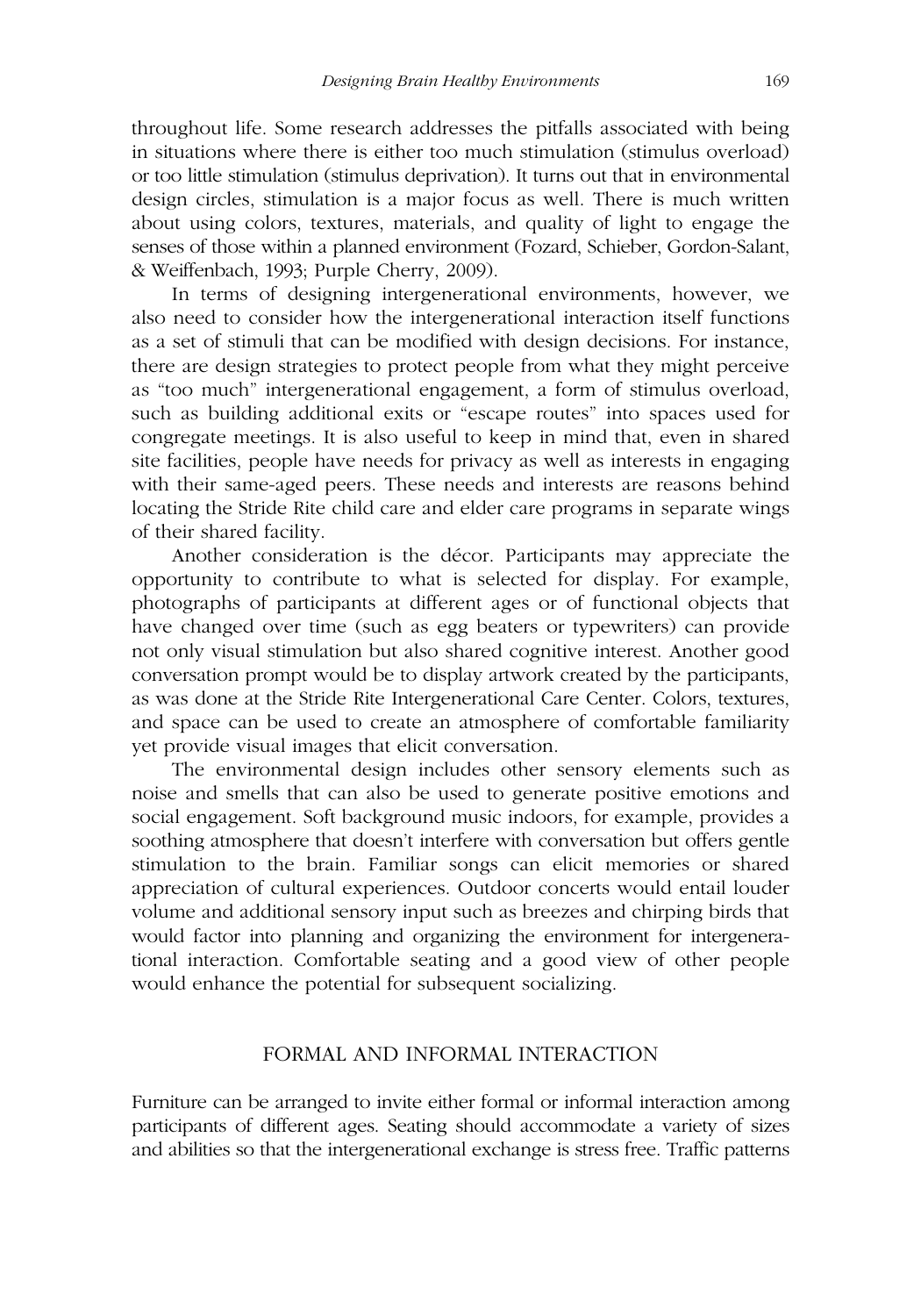throughout life. Some research addresses the pitfalls associated with being in situations where there is either too much stimulation (stimulus overload) or too little stimulation (stimulus deprivation). It turns out that in environmental design circles, stimulation is a major focus as well. There is much written about using colors, textures, materials, and quality of light to engage the senses of those within a planned environment (Fozard, Schieber, Gordon-Salant, & Weiffenbach, 1993; Purple Cherry, 2009).

In terms of designing intergenerational environments, however, we also need to consider how the intergenerational interaction itself functions as a set of stimuli that can be modified with design decisions. For instance, there are design strategies to protect people from what they might perceive as "too much" intergenerational engagement, a form of stimulus overload, such as building additional exits or "escape routes" into spaces used for congregate meetings. It is also useful to keep in mind that, even in shared site facilities, people have needs for privacy as well as interests in engaging with their same-aged peers. These needs and interests are reasons behind locating the Stride Rite child care and elder care programs in separate wings of their shared facility.

Another consideration is the décor. Participants may appreciate the opportunity to contribute to what is selected for display. For example, photographs of participants at different ages or of functional objects that have changed over time (such as egg beaters or typewriters) can provide not only visual stimulation but also shared cognitive interest. Another good conversation prompt would be to display artwork created by the participants, as was done at the Stride Rite Intergenerational Care Center. Colors, textures, and space can be used to create an atmosphere of comfortable familiarity yet provide visual images that elicit conversation.

The environmental design includes other sensory elements such as noise and smells that can also be used to generate positive emotions and social engagement. Soft background music indoors, for example, provides a soothing atmosphere that doesn't interfere with conversation but offers gentle stimulation to the brain. Familiar songs can elicit memories or shared appreciation of cultural experiences. Outdoor concerts would entail louder volume and additional sensory input such as breezes and chirping birds that would factor into planning and organizing the environment for intergenerational interaction. Comfortable seating and a good view of other people would enhance the potential for subsequent socializing.

## FORMAL AND INFORMAL INTERACTION

Furniture can be arranged to invite either formal or informal interaction among participants of different ages. Seating should accommodate a variety of sizes and abilities so that the intergenerational exchange is stress free. Traffic patterns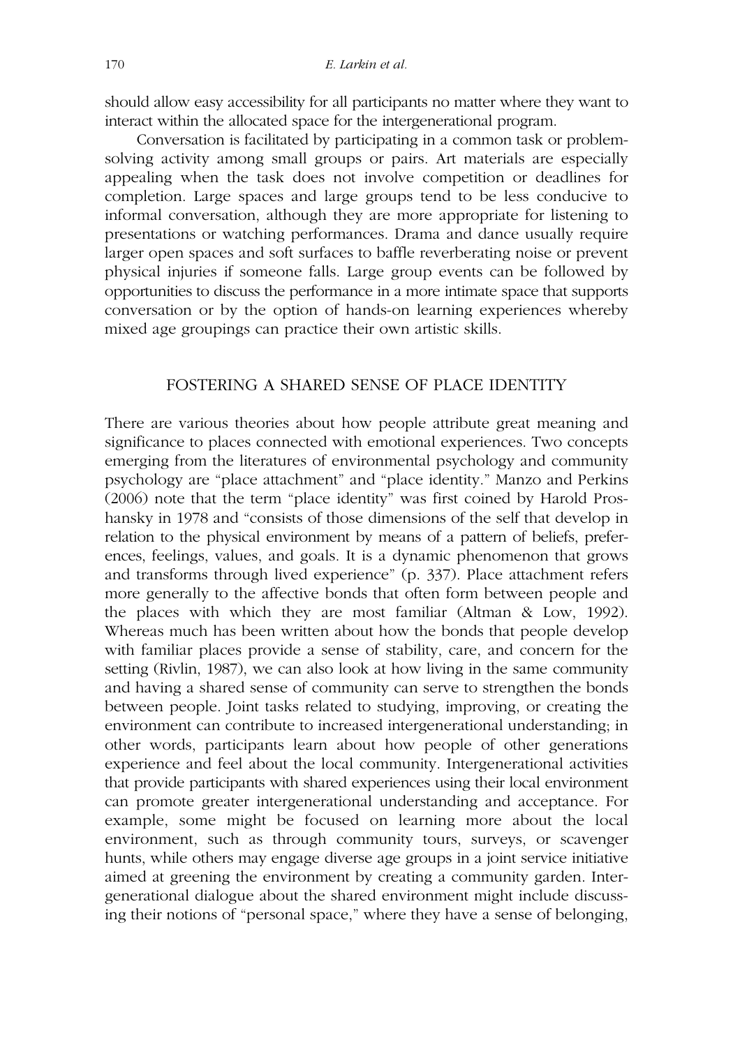should allow easy accessibility for all participants no matter where they want to interact within the allocated space for the intergenerational program.

Conversation is facilitated by participating in a common task or problem-solving activity among small groups or pairs. Art materials are especially appealing when the task does not involve competition or deadlines for completion. Large spaces and large groups tend to be less conducive to informal conversation, although they are more appropriate for listening to presentations or watching performances. Drama and dance usually require larger open spaces and soft surfaces to baffle reverberating noise or prevent physical injuries if someone falls. Large group events can be followed by opportunities to discuss the performance in a more intimate space that supports conversation or by the option of hands-on learning experiences whereby mixed age groupings can practice their own artistic skills.

## FOSTERING A SHARED SENSE OF PLACE IDENTITY

There are various theories about how people attribute great meaning and significance to places connected with emotional experiences. Two concepts emerging from the literatures of environmental psychology and community psychology are "place attachment" and "place identity." Manzo and Perkins (2006) note that the term "place identity" was first coined by Harold Proshansky in 1978 and "consists of those dimensions of the self that develop in relation to the physical environment by means of a pattern of beliefs, preferences, feelings, values, and goals. It is a dynamic phenomenon that grows and transforms through lived experience" (p. 337). Place attachment refers more generally to the affective bonds that often form between people and the places with which they are most familiar (Altman & Low, 1992). Whereas much has been written about how the bonds that people develop with familiar places provide a sense of stability, care, and concern for the setting (Rivlin, 1987), we can also look at how living in the same community and having a shared sense of community can serve to strengthen the bonds between people. Joint tasks related to studying, improving, or creating the environment can contribute to increased intergenerational understanding; in other words, participants learn about how people of other generations experience and feel about the local community. Intergenerational activities that provide participants with shared experiences using their local environment can promote greater intergenerational understanding and acceptance. For example, some might be focused on learning more about the local environment, such as through community tours, surveys, or scavenger hunts, while others may engage diverse age groups in a joint service initiative aimed at greening the environment by creating a community garden. Intergenerational dialogue about the shared environment might include discussing their notions of "personal space," where they have a sense of belonging,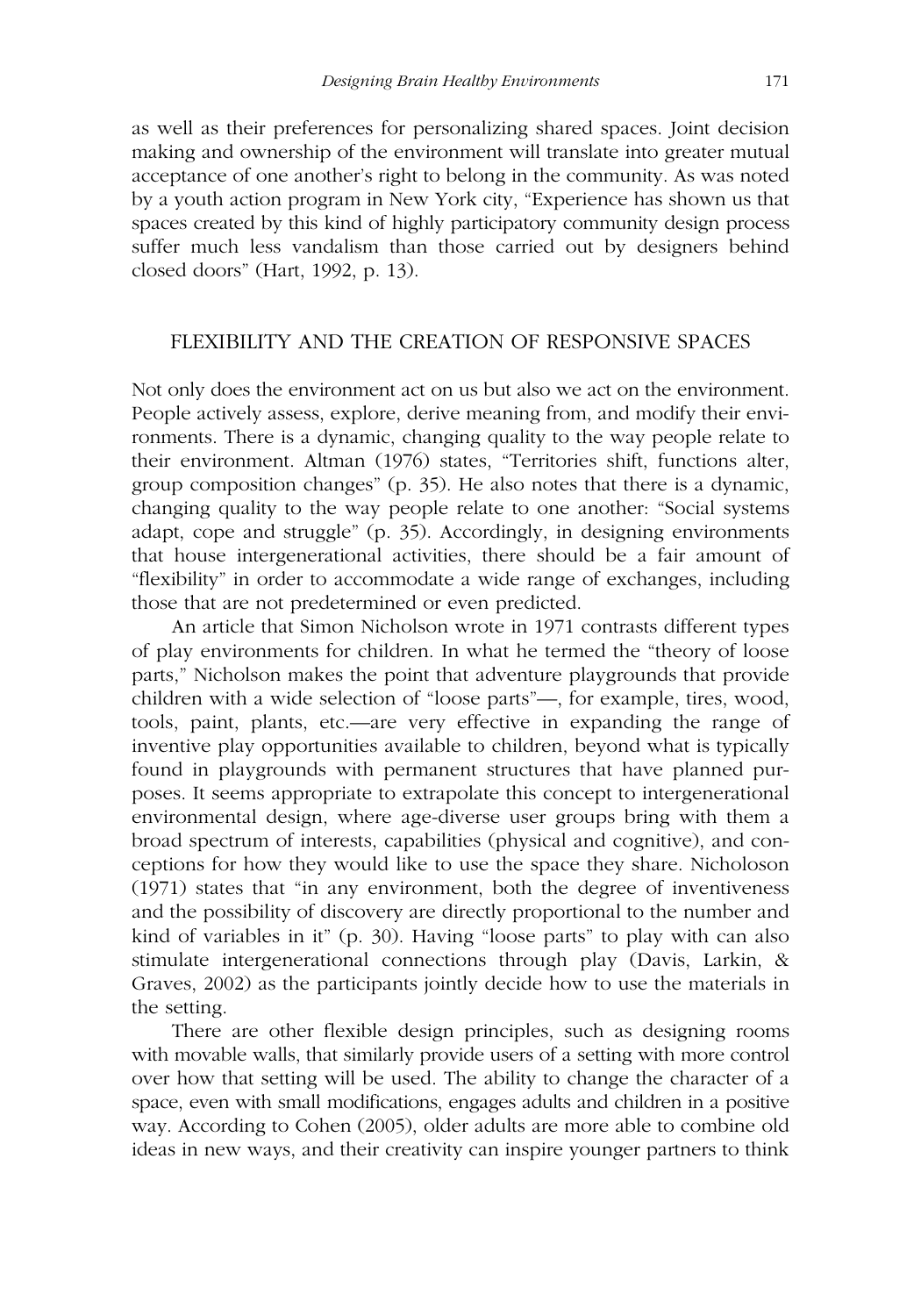as well as their preferences for personalizing shared spaces. Joint decision making and ownership of the environment will translate into greater mutual acceptance of one another's right to belong in the community. As was noted by a youth action program in New York city, "Experience has shown us that spaces created by this kind of highly participatory community design process suffer much less vandalism than those carried out by designers behind closed doors" (Hart, 1992, p. 13).

## FLEXIBILITY AND THE CREATION OF RESPONSIVE SPACES

Not only does the environment act on us but also we act on the environment. People actively assess, explore, derive meaning from, and modify their environments. There is a dynamic, changing quality to the way people relate to their environment. Altman (1976) states, "Territories shift, functions alter, group composition changes" (p. 35). He also notes that there is a dynamic, changing quality to the way people relate to one another: "Social systems adapt, cope and struggle" (p. 35). Accordingly, in designing environments that house intergenerational activities, there should be a fair amount of "flexibility" in order to accommodate a wide range of exchanges, including those that are not predetermined or even predicted.

An article that Simon Nicholson wrote in 1971 contrasts different types of play environments for children. In what he termed the "theory of loose parts," Nicholson makes the point that adventure playgrounds that provide children with a wide selection of "loose parts"—, for example, tires, wood, tools, paint, plants, etc.—are very effective in expanding the range of inventive play opportunities available to children, beyond what is typically found in playgrounds with permanent structures that have planned purposes. It seems appropriate to extrapolate this concept to intergenerational environmental design, where age-diverse user groups bring with them a broad spectrum of interests, capabilities (physical and cognitive), and conceptions for how they would like to use the space they share. Nicholoson (1971) states that "in any environment, both the degree of inventiveness and the possibility of discovery are directly proportional to the number and kind of variables in it" (p. 30). Having "loose parts" to play with can also stimulate intergenerational connections through play (Davis, Larkin, & Graves, 2002) as the participants jointly decide how to use the materials in the setting.

There are other flexible design principles, such as designing rooms with movable walls, that similarly provide users of a setting with more control over how that setting will be used. The ability to change the character of a space, even with small modifications, engages adults and children in a positive way. According to Cohen (2005), older adults are more able to combine old ideas in new ways, and their creativity can inspire younger partners to think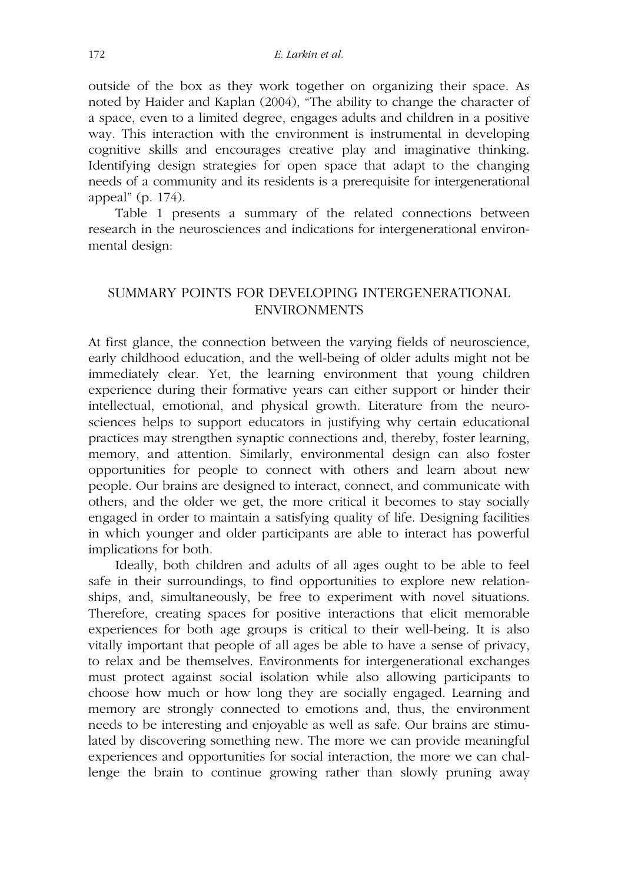outside of the box as they work together on organizing their space. As noted by Haider and Kaplan (2004), "The ability to change the character of a space, even to a limited degree, engages adults and children in a positive way. This interaction with the environment is instrumental in developing cognitive skills and encourages creative play and imaginative thinking. Identifying design strategies for open space that adapt to the changing needs of a community and its residents is a prerequisite for intergenerational appeal" (p. 174).

Table 1 presents a summary of the related connections between research in the neurosciences and indications for intergenerational environmental design:

## SUMMARY POINTS FOR DEVELOPING INTERGENERATIONAL ENVIRONMENTS

At first glance, the connection between the varying fields of neuroscience, early childhood education, and the well-being of older adults might not be immediately clear. Yet, the learning environment that young children experience during their formative years can either support or hinder their intellectual, emotional, and physical growth. Literature from the neurosciences helps to support educators in justifying why certain educational practices may strengthen synaptic connections and, thereby, foster learning, memory, and attention. Similarly, environmental design can also foster opportunities for people to connect with others and learn about new people. Our brains are designed to interact, connect, and communicate with others, and the older we get, the more critical it becomes to stay socially engaged in order to maintain a satisfying quality of life. Designing facilities in which younger and older participants are able to interact has powerful implications for both.

Ideally, both children and adults of all ages ought to be able to feel safe in their surroundings, to find opportunities to explore new relationships, and, simultaneously, be free to experiment with novel situations. Therefore, creating spaces for positive interactions that elicit memorable experiences for both age groups is critical to their well-being. It is also vitally important that people of all ages be able to have a sense of privacy, to relax and be themselves. Environments for intergenerational exchanges must protect against social isolation while also allowing participants to choose how much or how long they are socially engaged. Learning and memory are strongly connected to emotions and, thus, the environment needs to be interesting and enjoyable as well as safe. Our brains are stimulated by discovering something new. The more we can provide meaningful experiences and opportunities for social interaction, the more we can challenge the brain to continue growing rather than slowly pruning away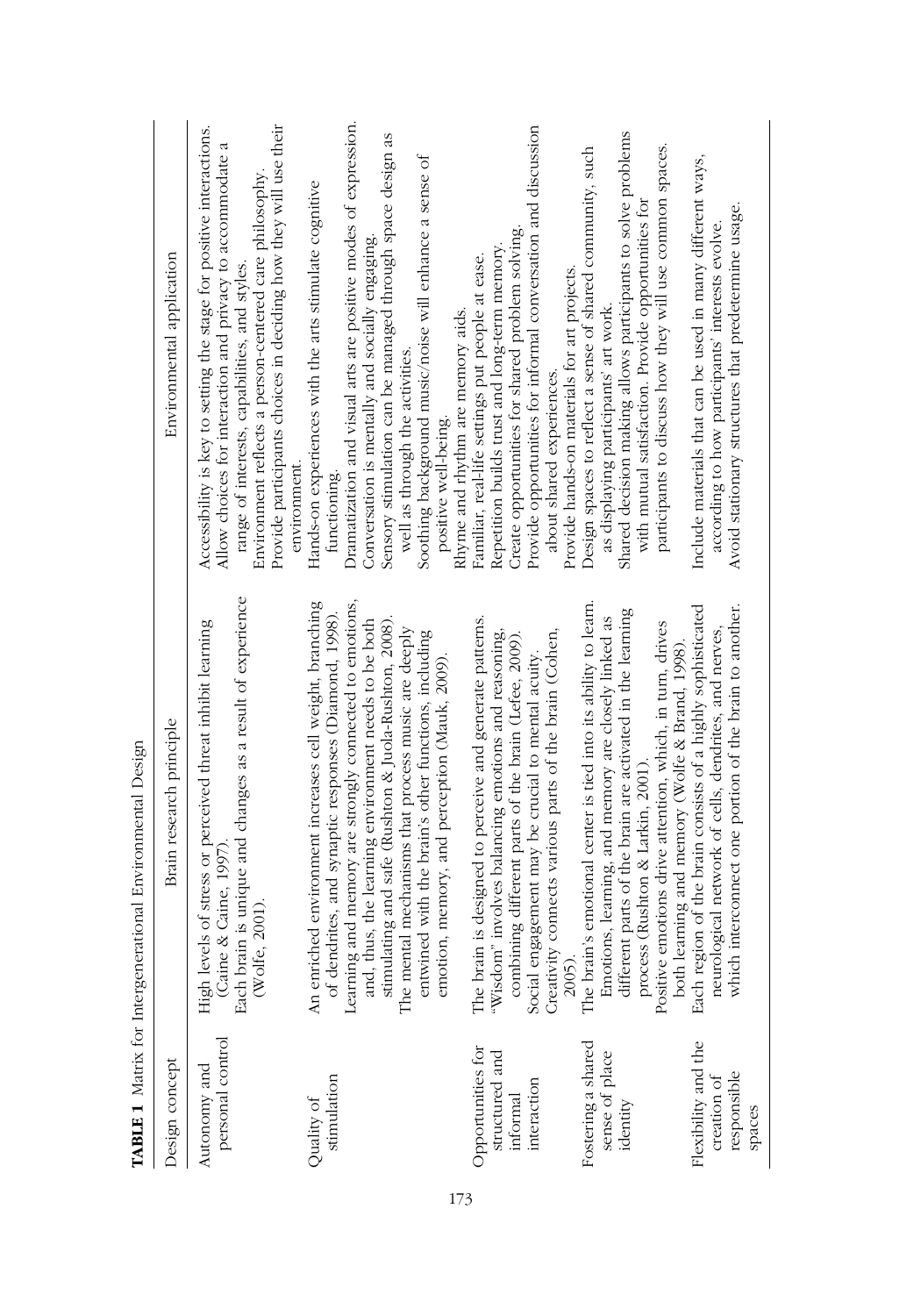**TABLE 1** Matrix for Intergenerational Environmental Design

| Design concept | Brain research principle | Environmental application |
|---|---|---|
| Autonomy and personal control | High levels of stress or perceived threat inhibit learning (Caine & Caine, 1997). Each brain is unique and changes as a result of experience (Wolfe, 2001). | Accessibility is key to setting the stage for positive interactions. Allow choices for interaction and privacy to accommodate a range of interests, capabilities, and styles. Environment reflects a person-centered care philosophy. Provide participants choices in deciding how they will use their environment. |
| Quality of stimulation | An enriched environment increases cell weight, branching of dendrites, and synaptic responses (Diamond, 1998). Learning and memory are strongly connected to emotions, and, thus, the learning environment needs to be both stimulating and safe (Rushton & Juola-Rushton, 2008). The mental mechanisms that process music are deeply entwined with the brain's other functions, including emotion, memory, and perception (Mauk, 2009). | Hands-on experiences with the arts stimulate cognitive functioning. Dramatization and visual arts are positive modes of expression. Conversation is mentally and socially engaging. Sensory stimulation can be managed through space design as well as through the activities. Soothing background music/noise will enhance a sense of positive well-being. Rhyme and rhythm are memory aids. |
| Opportunities for structured and informal interaction | The brain is designed to perceive and generate patterns. "Wisdom" involves balancing emotions and reasoning, combining different parts of the brain (Lefee, 2009). Social engagement may be crucial to mental acuity. Creativity connects various parts of the brain (Cohen, 2005). | Familiar, real-life settings put people at ease. Repetition builds trust and long-term memory. Create opportunities for shared problem solving. Provide opportunities for informal conversation and discussion about shared experiences. Provide hands-on materials for art projects. |
| Fostering a shared sense of place identity | The brain's emotional center is tied into its ability to learn. Emotions, learning, and memory are closely linked as different parts of the brain are activated in the learning process (Rushton & Larkin, 2001). Positive emotions drive attention, which, in turn, drives both learning and memory (Wolfe & Brand, 1998). | Design spaces to reflect a sense of shared community, such as displaying participants' art work. Shared decision making allows participants to solve problems with mutual satisfaction. Provide opportunities for participants to discuss how they will use common spaces. |
| Flexibility and the creation of responsible spaces | Each region of the brain consists of a highly sophisticated neurological network of cells, dendrites, and nerves, which interconnect one portion of the brain to another. | Include materials that can be used in many different ways, according to how participants' interests evolve. Avoid stationary structures that predetermine usage. |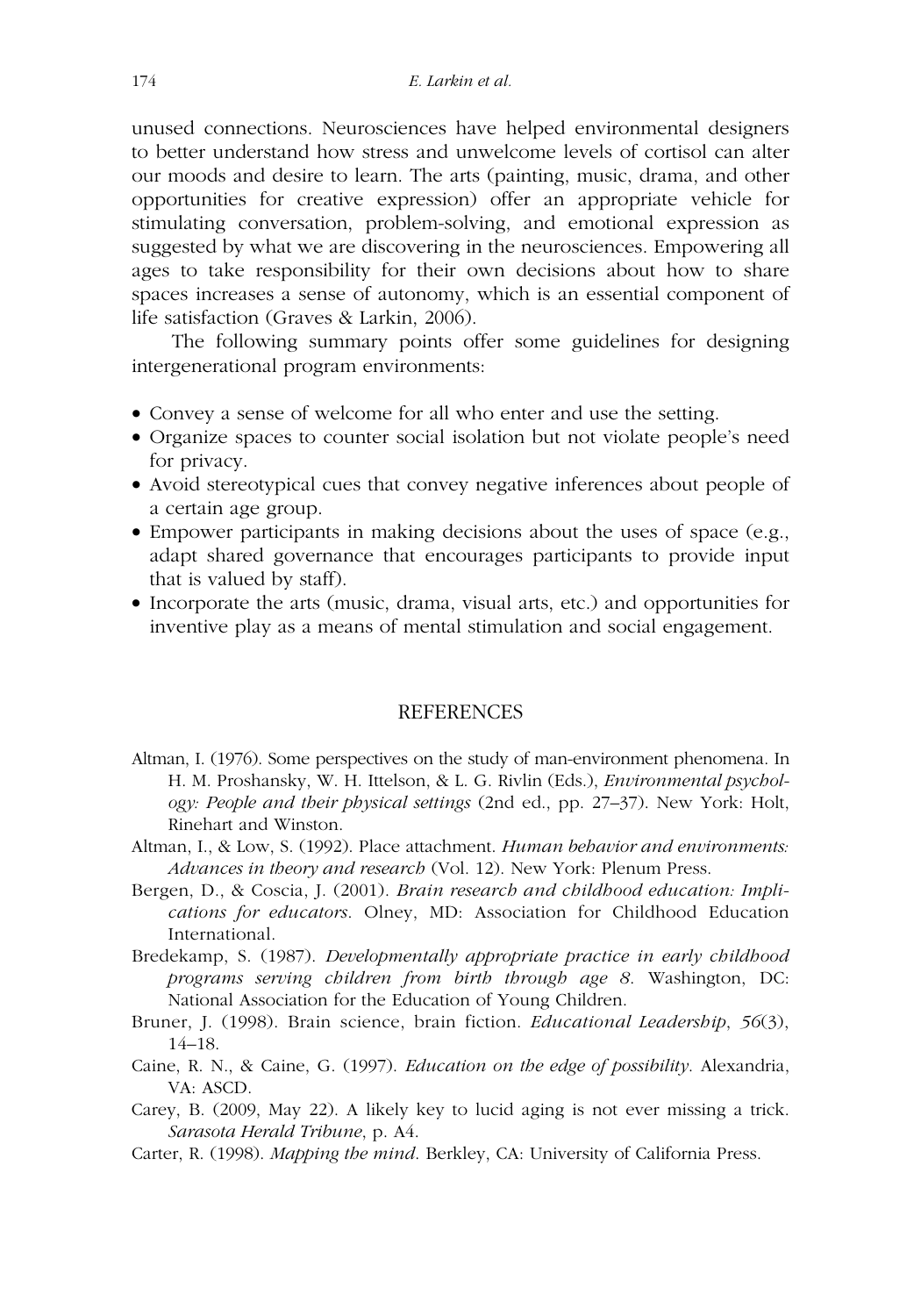unused connections. Neurosciences have helped environmental designers to better understand how stress and unwelcome levels of cortisol can alter our moods and desire to learn. The arts (painting, music, drama, and other opportunities for creative expression) offer an appropriate vehicle for stimulating conversation, problem-solving, and emotional expression as suggested by what we are discovering in the neurosciences. Empowering all ages to take responsibility for their own decisions about how to share spaces increases a sense of autonomy, which is an essential component of life satisfaction (Graves & Larkin, 2006).

The following summary points offer some guidelines for designing intergenerational program environments:

- Convey a sense of welcome for all who enter and use the setting.
- Organize spaces to counter social isolation but not violate people's need for privacy.
- Avoid stereotypical cues that convey negative inferences about people of a certain age group.
- Empower participants in making decisions about the uses of space (e.g., adapt shared governance that encourages participants to provide input that is valued by staff).
- Incorporate the arts (music, drama, visual arts, etc.) and opportunities for inventive play as a means of mental stimulation and social engagement.

## REFERENCES

Altman, I. (1976). Some perspectives on the study of man-environment phenomena. In H. M. Proshansky, W. H. Ittelson, & L. G. Rivlin (Eds.), *Environmental psychology: People and their physical settings* (2nd ed., pp. 27–37). New York: Holt, Rinehart and Winston.

Altman, I., & Low, S. (1992). Place attachment. *Human behavior and environments: Advances in theory and research* (Vol. 12). New York: Plenum Press.

Bergen, D., & Coscia, J. (2001). *Brain research and childhood education: Implications for educators*. Olney, MD: Association for Childhood Education International.

Bredekamp, S. (1987). *Developmentally appropriate practice in early childhood programs serving children from birth through age 8*. Washington, DC: National Association for the Education of Young Children.

Bruner, J. (1998). Brain science, brain fiction. *Educational Leadership*, *56*(3), 14–18.

Caine, R. N., & Caine, G. (1997). *Education on the edge of possibility*. Alexandria, VA: ASCD.

Carey, B. (2009, May 22). A likely key to lucid aging is not ever missing a trick. *Sarasota Herald Tribune*, p. A4.

Carter, R. (1998). *Mapping the mind*. Berkley, CA: University of California Press.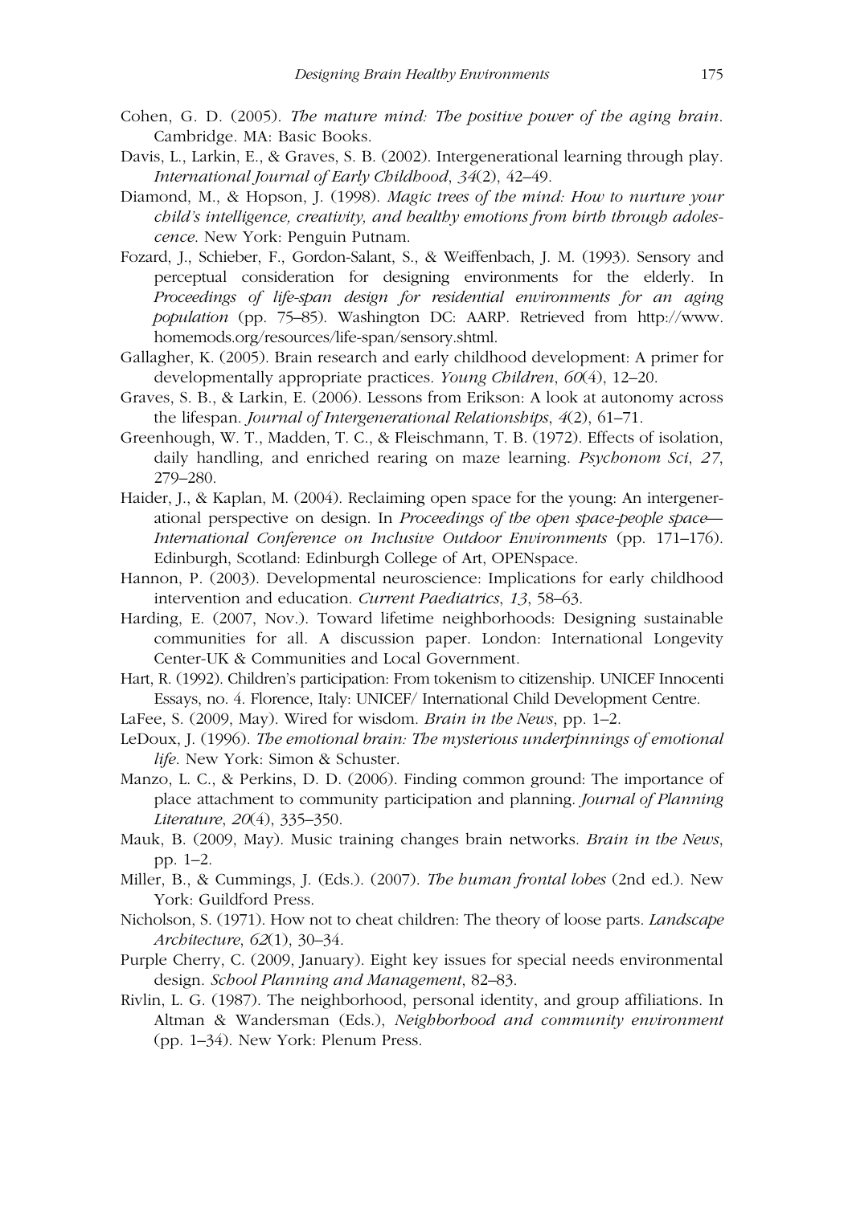Cohen, G. D. (2005). *The mature mind: The positive power of the aging brain*. Cambridge. MA: Basic Books.

Davis, L., Larkin, E., & Graves, S. B. (2002). Intergenerational learning through play. *International Journal of Early Childhood*, *34*(2), 42–49.

Diamond, M., & Hopson, J. (1998). *Magic trees of the mind: How to nurture your child's intelligence, creativity, and healthy emotions from birth through adolescence*. New York: Penguin Putnam.

Fozard, J., Schieber, F., Gordon-Salant, S., & Weiffenbach, J. M. (1993). Sensory and perceptual consideration for designing environments for the elderly. In *Proceedings of life-span design for residential environments for an aging population* (pp. 75–85). Washington DC: AARP. Retrieved from http://www.homemods.org/resources/life-span/sensory.shtml.

Gallagher, K. (2005). Brain research and early childhood development: A primer for developmentally appropriate practices. *Young Children*, *60*(4), 12–20.

Graves, S. B., & Larkin, E. (2006). Lessons from Erikson: A look at autonomy across the lifespan. *Journal of Intergenerational Relationships*, *4*(2), 61–71.

Greenhough, W. T., Madden, T. C., & Fleischmann, T. B. (1972). Effects of isolation, daily handling, and enriched rearing on maze learning. *Psychonom Sci*, *27*, 279–280.

Haider, J., & Kaplan, M. (2004). Reclaiming open space for the young: An intergenerational perspective on design. In *Proceedings of the open space-people space—International Conference on Inclusive Outdoor Environments* (pp. 171–176). Edinburgh, Scotland: Edinburgh College of Art, OPENspace.

Hannon, P. (2003). Developmental neuroscience: Implications for early childhood intervention and education. *Current Paediatrics*, *13*, 58–63.

Harding, E. (2007, Nov.). Toward lifetime neighborhoods: Designing sustainable communities for all. A discussion paper. London: International Longevity Center-UK & Communities and Local Government.

Hart, R. (1992). Children's participation: From tokenism to citizenship. UNICEF Innocenti Essays, no. 4. Florence, Italy: UNICEF/ International Child Development Centre.

LaFee, S. (2009, May). Wired for wisdom. *Brain in the News*, pp. 1–2.

LeDoux, J. (1996). *The emotional brain: The mysterious underpinnings of emotional life*. New York: Simon & Schuster.

Manzo, L. C., & Perkins, D. D. (2006). Finding common ground: The importance of place attachment to community participation and planning. *Journal of Planning Literature*, *20*(4), 335–350.

Mauk, B. (2009, May). Music training changes brain networks. *Brain in the News*, pp. 1–2.

Miller, B., & Cummings, J. (Eds.). (2007). *The human frontal lobes* (2nd ed.). New York: Guildford Press.

Nicholson, S. (1971). How not to cheat children: The theory of loose parts. *Landscape Architecture*, *62*(1), 30–34.

Purple Cherry, C. (2009, January). Eight key issues for special needs environmental design. *School Planning and Management*, 82–83.

Rivlin, L. G. (1987). The neighborhood, personal identity, and group affiliations. In Altman & Wandersman (Eds.), *Neighborhood and community environment* (pp. 1–34). New York: Plenum Press.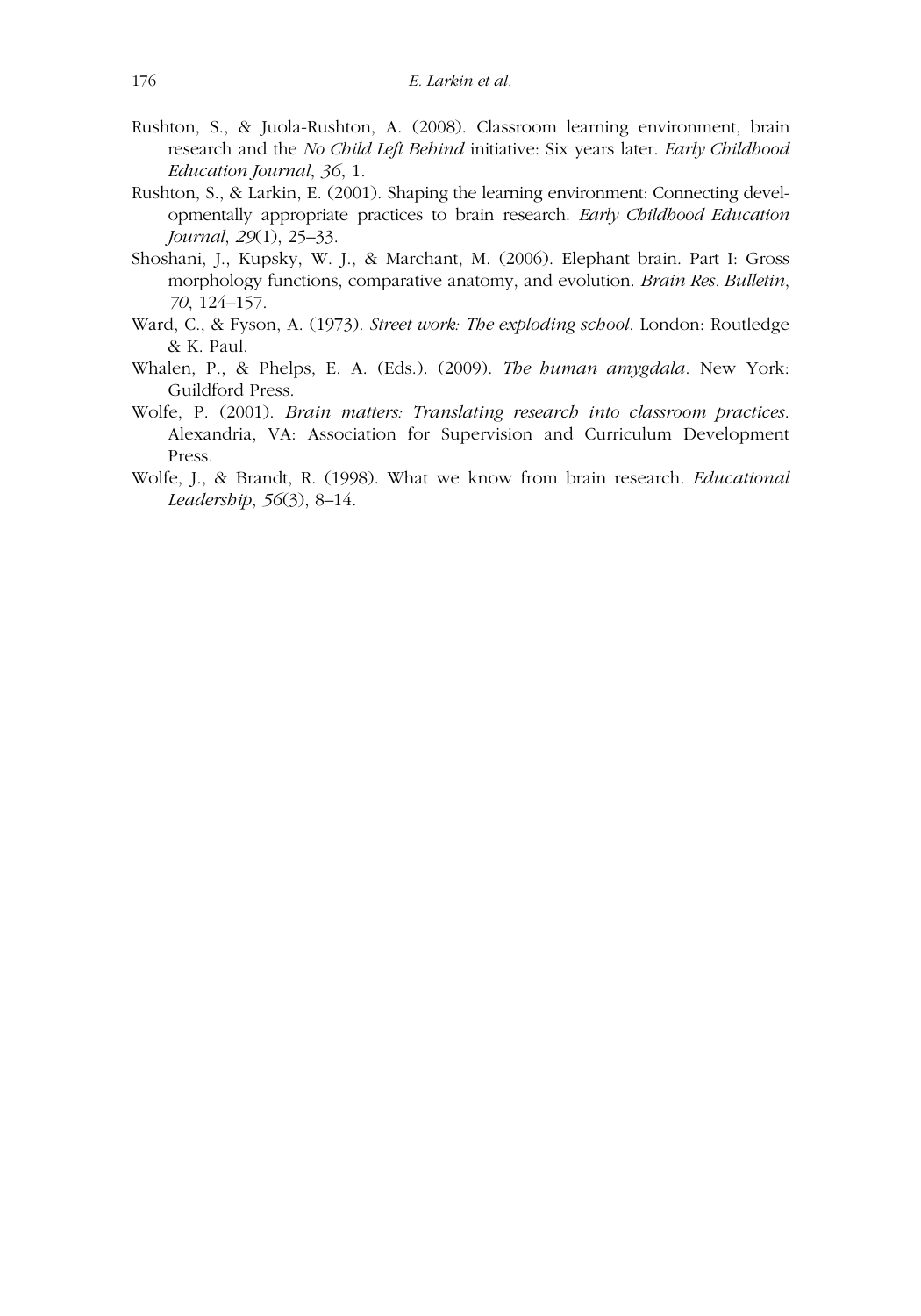Rushton, S., & Juola-Rushton, A. (2008). Classroom learning environment, brain research and the *No Child Left Behind* initiative: Six years later. *Early Childhood Education Journal*, *36*, 1.

Rushton, S., & Larkin, E. (2001). Shaping the learning environment: Connecting developmentally appropriate practices to brain research. *Early Childhood Education Journal*, *29*(1), 25–33.

Shoshani, J., Kupsky, W. J., & Marchant, M. (2006). Elephant brain. Part I: Gross morphology functions, comparative anatomy, and evolution. *Brain Res. Bulletin*, *70*, 124–157.

Ward, C., & Fyson, A. (1973). *Street work: The exploding school*. London: Routledge & K. Paul.

Whalen, P., & Phelps, E. A. (Eds.). (2009). *The human amygdala*. New York: Guildford Press.

Wolfe, P. (2001). *Brain matters: Translating research into classroom practices*. Alexandria, VA: Association for Supervision and Curriculum Development Press.

Wolfe, J., & Brandt, R. (1998). What we know from brain research. *Educational Leadership*, *56*(3), 8–14.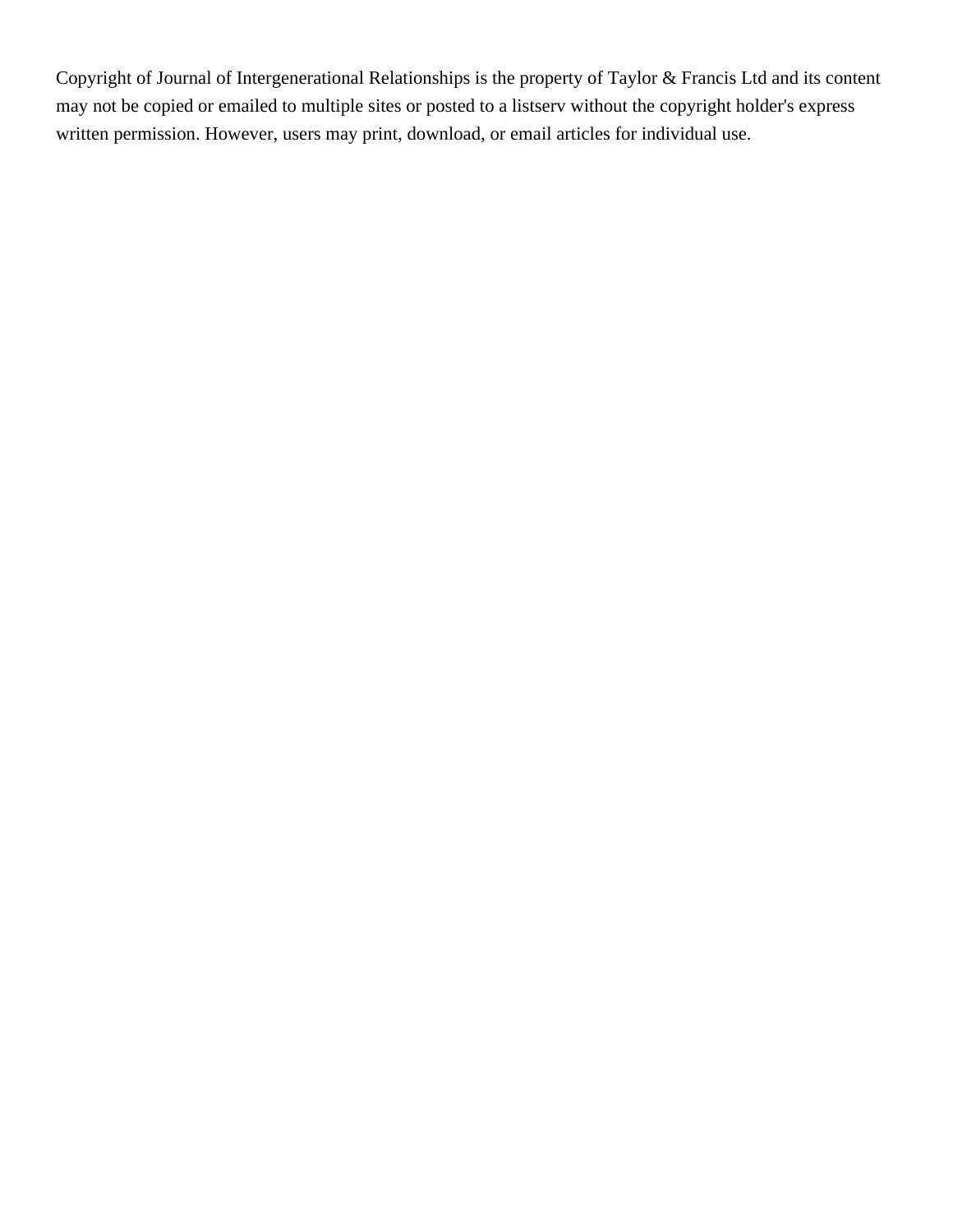Copyright of Journal of Intergenerational Relationships is the property of Taylor & Francis Ltd and its content may not be copied or emailed to multiple sites or posted to a listserv without the copyright holder's express written permission. However, users may print, download, or email articles for individual use.